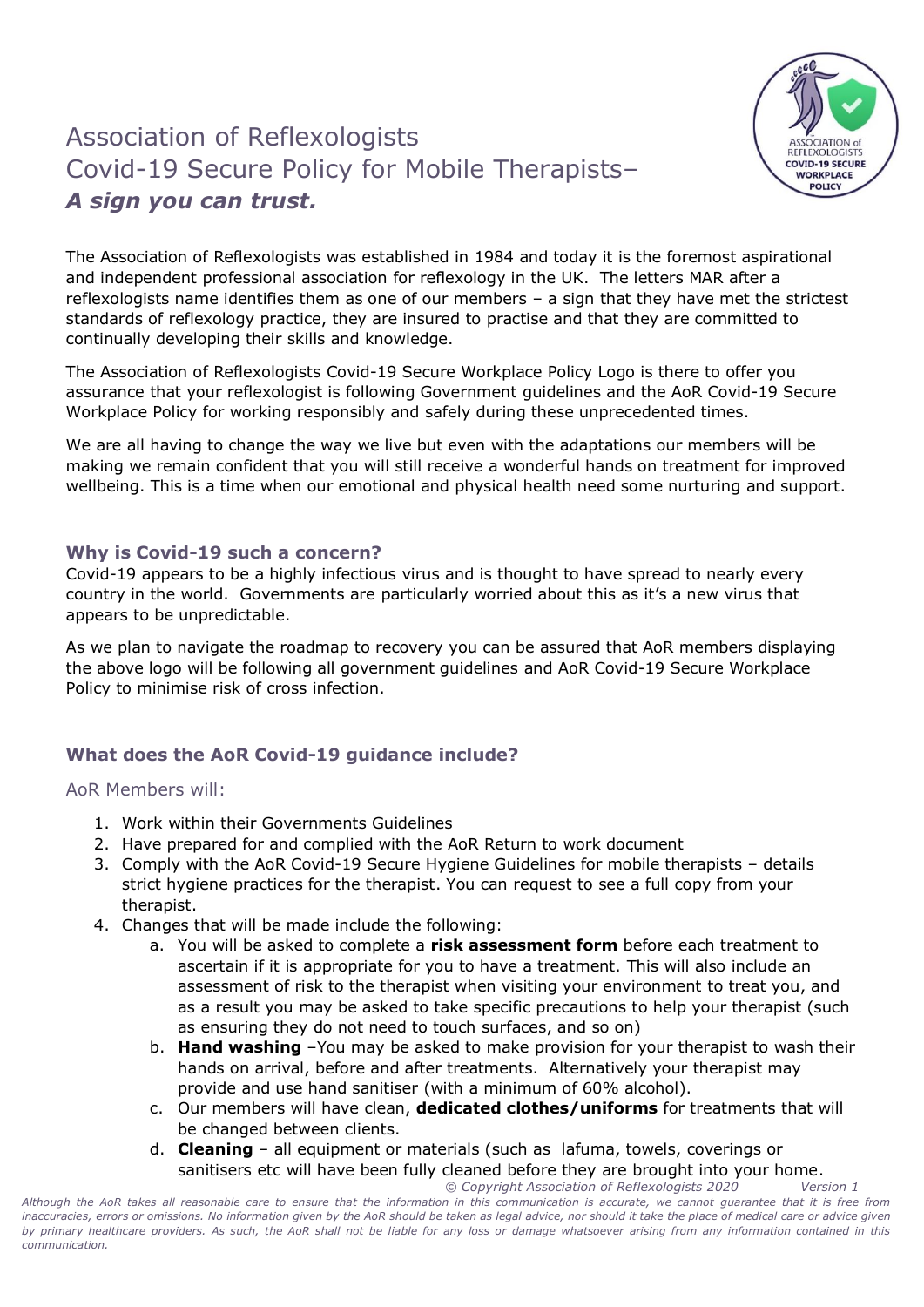# Association of Reflexologists
# Covid-19 Secure Policy for Mobile Therapists–
# ***A sign you can trust.***

The Association of Reflexologists was established in 1984 and today it is the foremost aspirational and independent professional association for reflexology in the UK. The letters MAR after a reflexologists name identifies them as one of our members – a sign that they have met the strictest standards of reflexology practice, they are insured to practise and that they are committed to continually developing their skills and knowledge.

The Association of Reflexologists Covid-19 Secure Workplace Policy Logo is there to offer you assurance that your reflexologist is following Government guidelines and the AoR Covid-19 Secure Workplace Policy for working responsibly and safely during these unprecedented times.

We are all having to change the way we live but even with the adaptations our members will be making we remain confident that you will still receive a wonderful hands on treatment for improved wellbeing. This is a time when our emotional and physical health need some nurturing and support.

### Why is Covid-19 such a concern?

Covid-19 appears to be a highly infectious virus and is thought to have spread to nearly every country in the world. Governments are particularly worried about this as it's a new virus that appears to be unpredictable.

As we plan to navigate the roadmap to recovery you can be assured that AoR members displaying the above logo will be following all government guidelines and AoR Covid-19 Secure Workplace Policy to minimise risk of cross infection.

### What does the AoR Covid-19 guidance include?

AoR Members will:

1. Work within their Governments Guidelines
2. Have prepared for and complied with the AoR Return to work document
3. Comply with the AoR Covid-19 Secure Hygiene Guidelines for mobile therapists – details strict hygiene practices for the therapist. You can request to see a full copy from your therapist.
4. Changes that will be made include the following:
   a. You will be asked to complete a **risk assessment form** before each treatment to ascertain if it is appropriate for you to have a treatment. This will also include an assessment of risk to the therapist when visiting your environment to treat you, and as a result you may be asked to take specific precautions to help your therapist (such as ensuring they do not need to touch surfaces, and so on)
   b. **Hand washing** –You may be asked to make provision for your therapist to wash their hands on arrival, before and after treatments. Alternatively your therapist may provide and use hand sanitiser (with a minimum of 60% alcohol).
   c. Our members will have clean, **dedicated clothes/uniforms** for treatments that will be changed between clients.
   d. **Cleaning** – all equipment or materials (such as lafuma, towels, coverings or sanitisers etc will have been fully cleaned before they are brought into your home.

*© Copyright Association of Reflexologists 2020 Version 1*

*Although the AoR takes all reasonable care to ensure that the information in this communication is accurate, we cannot guarantee that it is free from inaccuracies, errors or omissions. No information given by the AoR should be taken as legal advice, nor should it take the place of medical care or advice given by primary healthcare providers. As such, the AoR shall not be liable for any loss or damage whatsoever arising from any information contained in this communication.*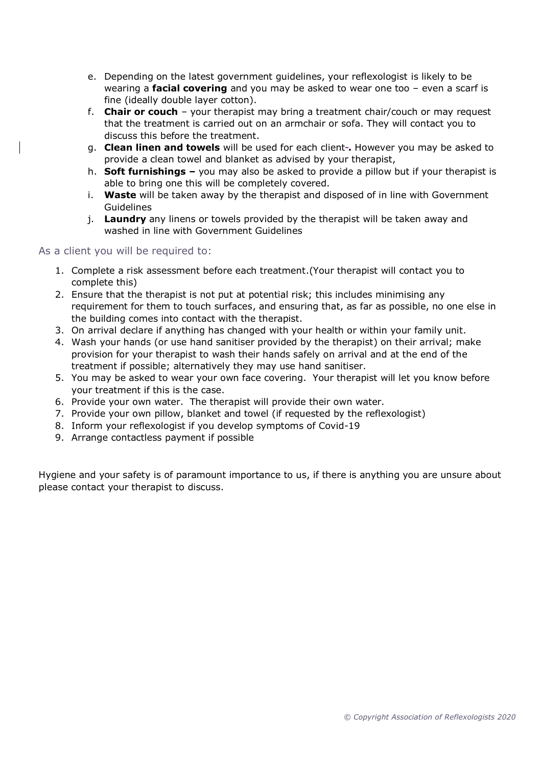e. Depending on the latest government guidelines, your reflexologist is likely to be wearing a **facial covering** and you may be asked to wear one too – even a scarf is fine (ideally double layer cotton).
f. **Chair or couch** – your therapist may bring a treatment chair/couch or may request that the treatment is carried out on an armchair or sofa. They will contact you to discuss this before the treatment.
g. **Clean linen and towels** will be used for each client**.** However you may be asked to provide a clean towel and blanket as advised by your therapist,
h. **Soft furnishings –** you may also be asked to provide a pillow but if your therapist is able to bring one this will be completely covered.
i. **Waste** will be taken away by the therapist and disposed of in line with Government Guidelines
j. **Laundry** any linens or towels provided by the therapist will be taken away and washed in line with Government Guidelines

## As a client you will be required to:

1. Complete a risk assessment before each treatment.(Your therapist will contact you to complete this)
2. Ensure that the therapist is not put at potential risk; this includes minimising any requirement for them to touch surfaces, and ensuring that, as far as possible, no one else in the building comes into contact with the therapist.
3. On arrival declare if anything has changed with your health or within your family unit.
4. Wash your hands (or use hand sanitiser provided by the therapist) on their arrival; make provision for your therapist to wash their hands safely on arrival and at the end of the treatment if possible; alternatively they may use hand sanitiser.
5. You may be asked to wear your own face covering. Your therapist will let you know before your treatment if this is the case.
6. Provide your own water. The therapist will provide their own water.
7. Provide your own pillow, blanket and towel (if requested by the reflexologist)
8. Inform your reflexologist if you develop symptoms of Covid-19
9. Arrange contactless payment if possible

Hygiene and your safety is of paramount importance to us, if there is anything you are unsure about please contact your therapist to discuss.

*© Copyright Association of Reflexologists 2020*